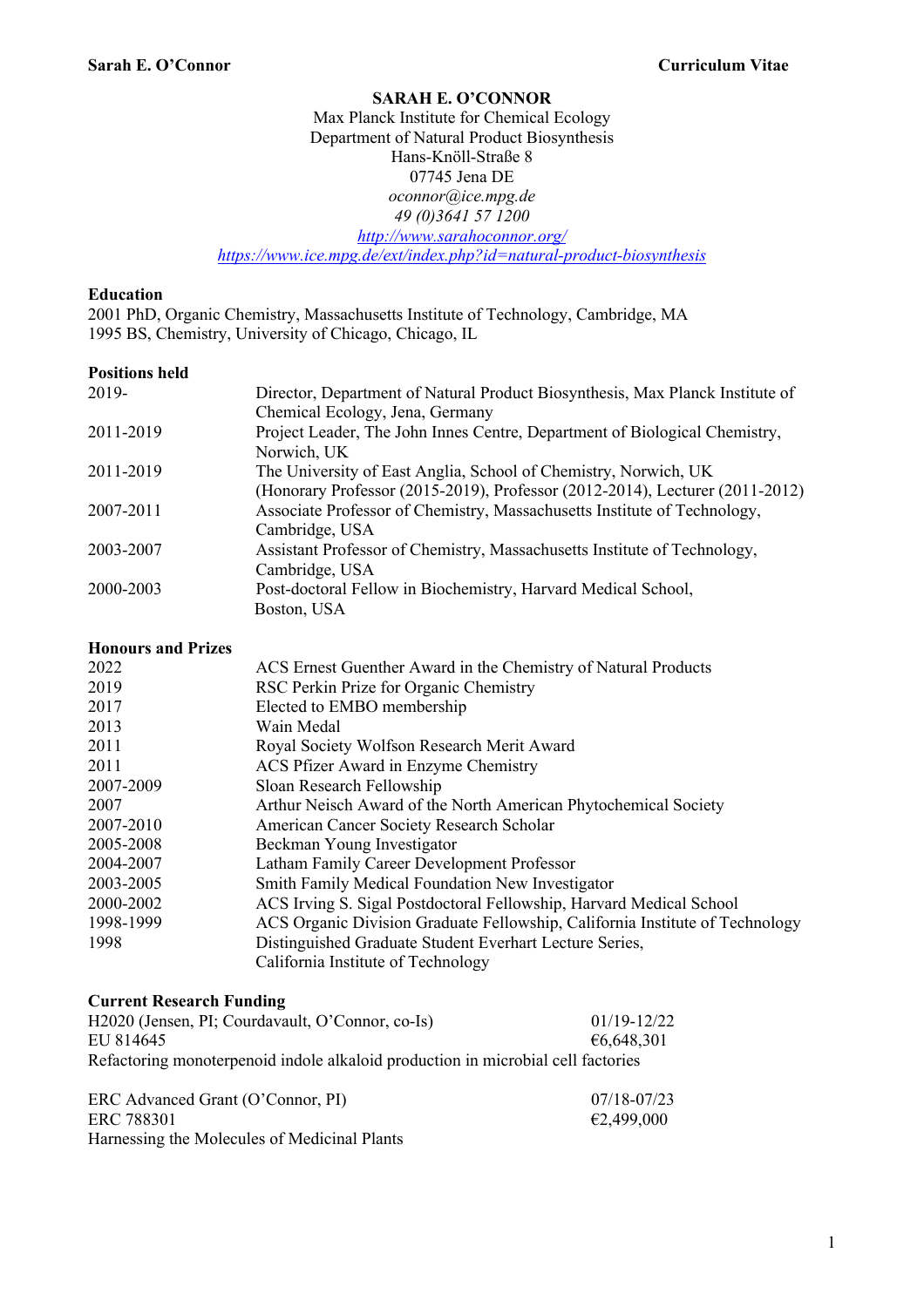# SARAH E. O'CONNOR

Max Planck Institute for Chemical Ecology
Department of Natural Product Biosynthesis
Hans-Knöll-Straße 8
07745 Jena DE
*oconnor@ice.mpg.de*
*49 (0)3641 57 1200*
[http://www.sarahoconnor.org/](http://www.sarahoconnor.org/)
[https://www.ice.mpg.de/ext/index.php?id=natural-product-biosynthesis](https://www.ice.mpg.de/ext/index.php?id=natural-product-biosynthesis)

## Education

2001 PhD, Organic Chemistry, Massachusetts Institute of Technology, Cambridge, MA
1995 BS, Chemistry, University of Chicago, Chicago, IL

## Positions held

| | |
|---|---|
| 2019- | Director, Department of Natural Product Biosynthesis, Max Planck Institute of Chemical Ecology, Jena, Germany |
| 2011-2019 | Project Leader, The John Innes Centre, Department of Biological Chemistry, Norwich, UK |
| 2011-2019 | The University of East Anglia, School of Chemistry, Norwich, UK (Honorary Professor (2015-2019), Professor (2012-2014), Lecturer (2011-2012) |
| 2007-2011 | Associate Professor of Chemistry, Massachusetts Institute of Technology, Cambridge, USA |
| 2003-2007 | Assistant Professor of Chemistry, Massachusetts Institute of Technology, Cambridge, USA |
| 2000-2003 | Post-doctoral Fellow in Biochemistry, Harvard Medical School, Boston, USA |

## Honours and Prizes

| | |
|---|---|
| 2022 | ACS Ernest Guenther Award in the Chemistry of Natural Products |
| 2019 | RSC Perkin Prize for Organic Chemistry |
| 2017 | Elected to EMBO membership |
| 2013 | Wain Medal |
| 2011 | Royal Society Wolfson Research Merit Award |
| 2011 | ACS Pfizer Award in Enzyme Chemistry |
| 2007-2009 | Sloan Research Fellowship |
| 2007 | Arthur Neisch Award of the North American Phytochemical Society |
| 2007-2010 | American Cancer Society Research Scholar |
| 2005-2008 | Beckman Young Investigator |
| 2004-2007 | Latham Family Career Development Professor |
| 2003-2005 | Smith Family Medical Foundation New Investigator |
| 2000-2002 | ACS Irving S. Sigal Postdoctoral Fellowship, Harvard Medical School |
| 1998-1999 | ACS Organic Division Graduate Fellowship, California Institute of Technology |
| 1998 | Distinguished Graduate Student Everhart Lecture Series, California Institute of Technology |

## Current Research Funding

H2020 (Jensen, PI; Courdavault, O'Connor, co-Is) — 01/19-12/22
EU 814645 — €6,648,301
Refactoring monoterpenoid indole alkaloid production in microbial cell factories

ERC Advanced Grant (O'Connor, PI) — 07/18-07/23
ERC 788301 — €2,499,000
Harnessing the Molecules of Medicinal Plants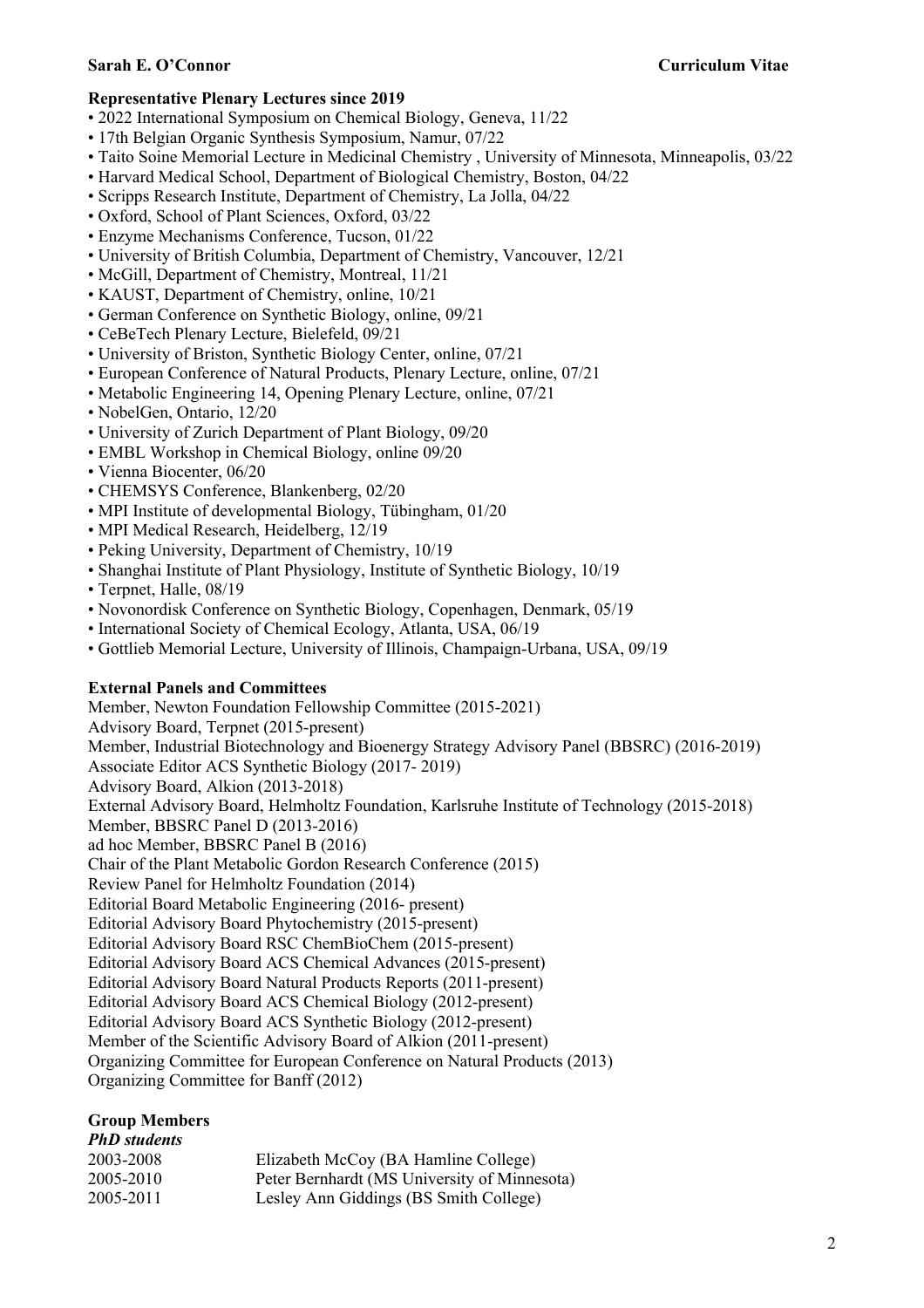## Representative Plenary Lectures since 2019

- 2022 International Symposium on Chemical Biology, Geneva, 11/22
- 17th Belgian Organic Synthesis Symposium, Namur, 07/22
- Taito Soine Memorial Lecture in Medicinal Chemistry , University of Minnesota, Minneapolis, 03/22
- Harvard Medical School, Department of Biological Chemistry, Boston, 04/22
- Scripps Research Institute, Department of Chemistry, La Jolla, 04/22
- Oxford, School of Plant Sciences, Oxford, 03/22
- Enzyme Mechanisms Conference, Tucson, 01/22
- University of British Columbia, Department of Chemistry, Vancouver, 12/21
- McGill, Department of Chemistry, Montreal, 11/21
- KAUST, Department of Chemistry, online, 10/21
- German Conference on Synthetic Biology, online, 09/21
- CeBeTech Plenary Lecture, Bielefeld, 09/21
- University of Briston, Synthetic Biology Center, online, 07/21
- European Conference of Natural Products, Plenary Lecture, online, 07/21
- Metabolic Engineering 14, Opening Plenary Lecture, online, 07/21
- NobelGen, Ontario, 12/20
- University of Zurich Department of Plant Biology, 09/20
- EMBL Workshop in Chemical Biology, online 09/20
- Vienna Biocenter, 06/20
- CHEMSYS Conference, Blankenberg, 02/20
- MPI Institute of developmental Biology, Tübingham, 01/20
- MPI Medical Research, Heidelberg, 12/19
- Peking University, Department of Chemistry, 10/19
- Shanghai Institute of Plant Physiology, Institute of Synthetic Biology, 10/19
- Terpnet, Halle, 08/19
- Novonordisk Conference on Synthetic Biology, Copenhagen, Denmark, 05/19
- International Society of Chemical Ecology, Atlanta, USA, 06/19
- Gottlieb Memorial Lecture, University of Illinois, Champaign-Urbana, USA, 09/19

## External Panels and Committees

Member, Newton Foundation Fellowship Committee (2015-2021)
Advisory Board, Terpnet (2015-present)
Member, Industrial Biotechnology and Bioenergy Strategy Advisory Panel (BBSRC) (2016-2019)
Associate Editor ACS Synthetic Biology (2017- 2019)
Advisory Board, Alkion (2013-2018)
External Advisory Board, Helmholtz Foundation, Karlsruhe Institute of Technology (2015-2018)
Member, BBSRC Panel D (2013-2016)
ad hoc Member, BBSRC Panel B (2016)
Chair of the Plant Metabolic Gordon Research Conference (2015)
Review Panel for Helmholtz Foundation (2014)
Editorial Board Metabolic Engineering (2016- present)
Editorial Advisory Board Phytochemistry (2015-present)
Editorial Advisory Board RSC ChemBioChem (2015-present)
Editorial Advisory Board ACS Chemical Advances (2015-present)
Editorial Advisory Board Natural Products Reports (2011-present)
Editorial Advisory Board ACS Chemical Biology (2012-present)
Editorial Advisory Board ACS Synthetic Biology (2012-present)
Member of the Scientific Advisory Board of Alkion (2011-present)
Organizing Committee for European Conference on Natural Products (2013)
Organizing Committee for Banff (2012)

## Group Members

### *PhD students*

| | |
|---|---|
| 2003-2008 | Elizabeth McCoy (BA Hamline College) |
| 2005-2010 | Peter Bernhardt (MS University of Minnesota) |
| 2005-2011 | Lesley Ann Giddings (BS Smith College) |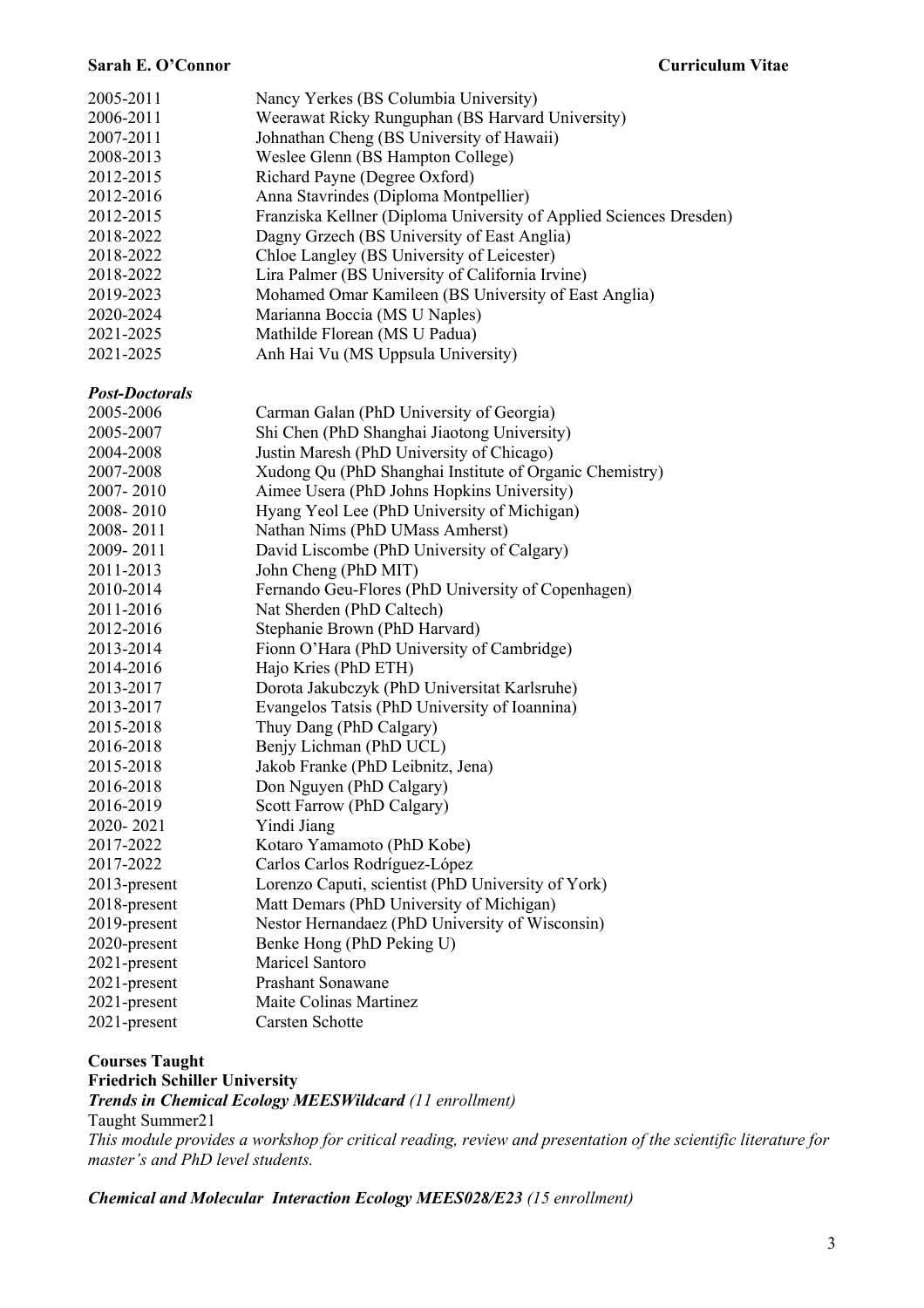2005-2011 Nancy Yerkes (BS Columbia University)
2006-2011 Weerawat Ricky Runguphan (BS Harvard University)
2007-2011 Johnathan Cheng (BS University of Hawaii)
2008-2013 Weslee Glenn (BS Hampton College)
2012-2015 Richard Payne (Degree Oxford)
2012-2016 Anna Stavrindes (Diploma Montpellier)
2012-2015 Franziska Kellner (Diploma University of Applied Sciences Dresden)
2018-2022 Dagny Grzech (BS University of East Anglia)
2018-2022 Chloe Langley (BS University of Leicester)
2018-2022 Lira Palmer (BS University of California Irvine)
2019-2023 Mohamed Omar Kamileen (BS University of East Anglia)
2020-2024 Marianna Boccia (MS U Naples)
2021-2025 Mathilde Florean (MS U Padua)
2021-2025 Anh Hai Vu (MS Uppsula University)

***Post-Doctorals***

2005-2006 Carman Galan (PhD University of Georgia)
2005-2007 Shi Chen (PhD Shanghai Jiaotong University)
2004-2008 Justin Maresh (PhD University of Chicago)
2007-2008 Xudong Qu (PhD Shanghai Institute of Organic Chemistry)
2007- 2010 Aimee Usera (PhD Johns Hopkins University)
2008- 2010 Hyang Yeol Lee (PhD University of Michigan)
2008- 2011 Nathan Nims (PhD UMass Amherst)
2009- 2011 David Liscombe (PhD University of Calgary)
2011-2013 John Cheng (PhD MIT)
2010-2014 Fernando Geu-Flores (PhD University of Copenhagen)
2011-2016 Nat Sherden (PhD Caltech)
2012-2016 Stephanie Brown (PhD Harvard)
2013-2014 Fionn O'Hara (PhD University of Cambridge)
2014-2016 Hajo Kries (PhD ETH)
2013-2017 Dorota Jakubczyk (PhD Universitat Karlsruhe)
2013-2017 Evangelos Tatsis (PhD University of Ioannina)
2015-2018 Thuy Dang (PhD Calgary)
2016-2018 Benjy Lichman (PhD UCL)
2015-2018 Jakob Franke (PhD Leibnitz, Jena)
2016-2018 Don Nguyen (PhD Calgary)
2016-2019 Scott Farrow (PhD Calgary)
2020- 2021 Yindi Jiang
2017-2022 Kotaro Yamamoto (PhD Kobe)
2017-2022 Carlos Carlos Rodríguez-López
2013-present Lorenzo Caputi, scientist (PhD University of York)
2018-present Matt Demars (PhD University of Michigan)
2019-present Nestor Hernandaez (PhD University of Wisconsin)
2020-present Benke Hong (PhD Peking U)
2021-present Maricel Santoro
2021-present Prashant Sonawane
2021-present Maite Colinas Martinez
2021-present Carsten Schotte

**Courses Taught**

**Friedrich Schiller University**

***Trends in Chemical Ecology MEESWildcard*** *(11 enrollment)*

Taught Summer21

*This module provides a workshop for critical reading, review and presentation of the scientific literature for master's and PhD level students.*

***Chemical and Molecular Interaction Ecology MEES028/E23*** *(15 enrollment)*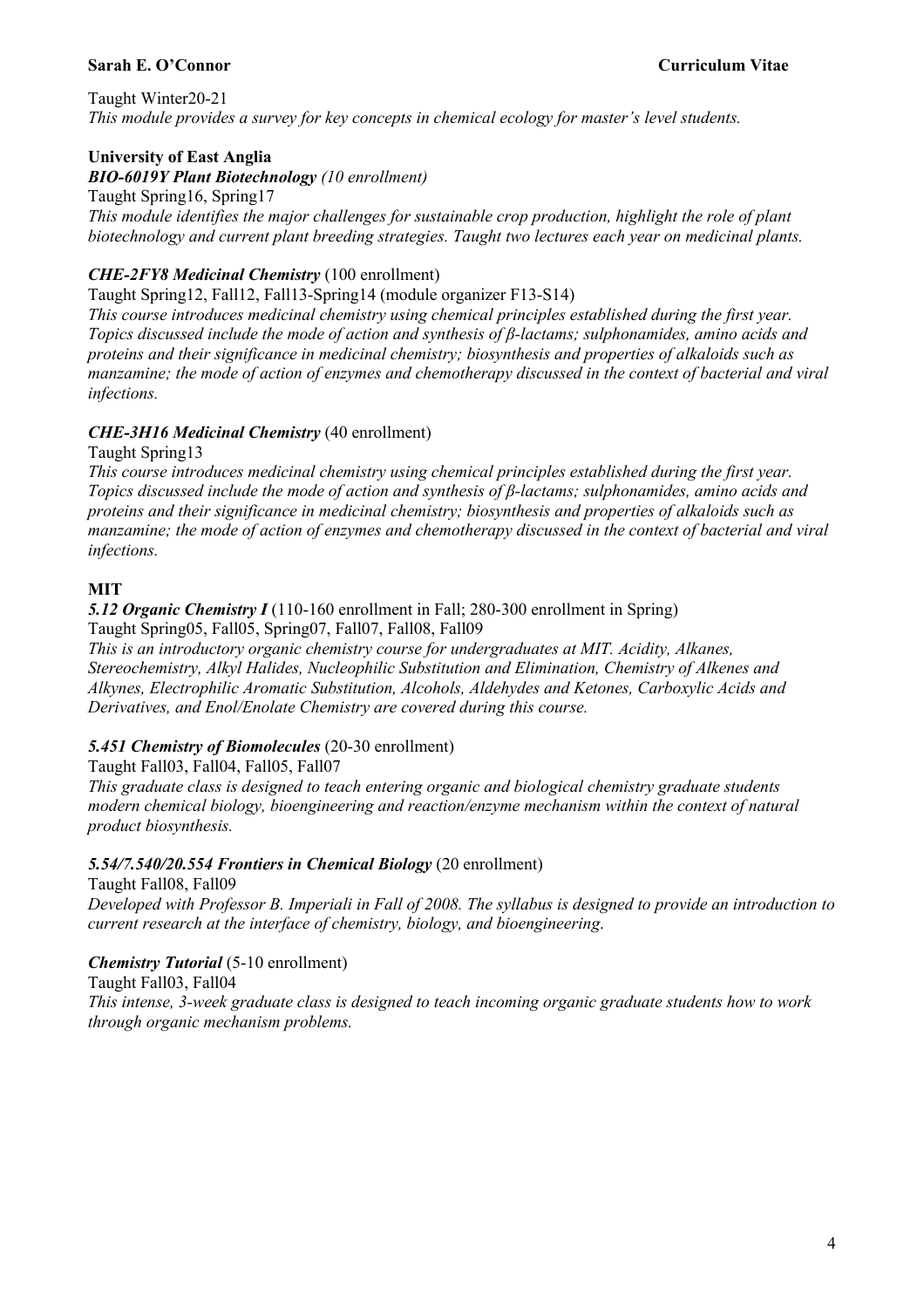Taught Winter20-21

*This module provides a survey for key concepts in chemical ecology for master's level students.*

**University of East Anglia**

***BIO-6019Y Plant Biotechnology*** *(10 enrollment)*

Taught Spring16, Spring17

*This module identifies the major challenges for sustainable crop production, highlight the role of plant biotechnology and current plant breeding strategies. Taught two lectures each year on medicinal plants.*

***CHE-2FY8 Medicinal Chemistry*** (100 enrollment)

Taught Spring12, Fall12, Fall13-Spring14 (module organizer F13-S14)

*This course introduces medicinal chemistry using chemical principles established during the first year. Topics discussed include the mode of action and synthesis of β-lactams; sulphonamides, amino acids and proteins and their significance in medicinal chemistry; biosynthesis and properties of alkaloids such as manzamine; the mode of action of enzymes and chemotherapy discussed in the context of bacterial and viral infections.*

***CHE-3H16 Medicinal Chemistry*** (40 enrollment)

Taught Spring13

*This course introduces medicinal chemistry using chemical principles established during the first year. Topics discussed include the mode of action and synthesis of β-lactams; sulphonamides, amino acids and proteins and their significance in medicinal chemistry; biosynthesis and properties of alkaloids such as manzamine; the mode of action of enzymes and chemotherapy discussed in the context of bacterial and viral infections.*

**MIT**

***5.12 Organic Chemistry I*** (110-160 enrollment in Fall; 280-300 enrollment in Spring)

Taught Spring05, Fall05, Spring07, Fall07, Fall08, Fall09

*This is an introductory organic chemistry course for undergraduates at MIT. Acidity, Alkanes, Stereochemistry, Alkyl Halides, Nucleophilic Substitution and Elimination, Chemistry of Alkenes and Alkynes, Electrophilic Aromatic Substitution, Alcohols, Aldehydes and Ketones, Carboxylic Acids and Derivatives, and Enol/Enolate Chemistry are covered during this course.*

***5.451 Chemistry of Biomolecules*** (20-30 enrollment)

Taught Fall03, Fall04, Fall05, Fall07

*This graduate class is designed to teach entering organic and biological chemistry graduate students modern chemical biology, bioengineering and reaction/enzyme mechanism within the context of natural product biosynthesis.*

***5.54/7.540/20.554 Frontiers in Chemical Biology*** (20 enrollment)

Taught Fall08, Fall09

*Developed with Professor B. Imperiali in Fall of 2008. The syllabus is designed to provide an introduction to current research at the interface of chemistry, biology, and bioengineering.*

***Chemistry Tutorial*** (5-10 enrollment)

Taught Fall03, Fall04

*This intense, 3-week graduate class is designed to teach incoming organic graduate students how to work through organic mechanism problems.*